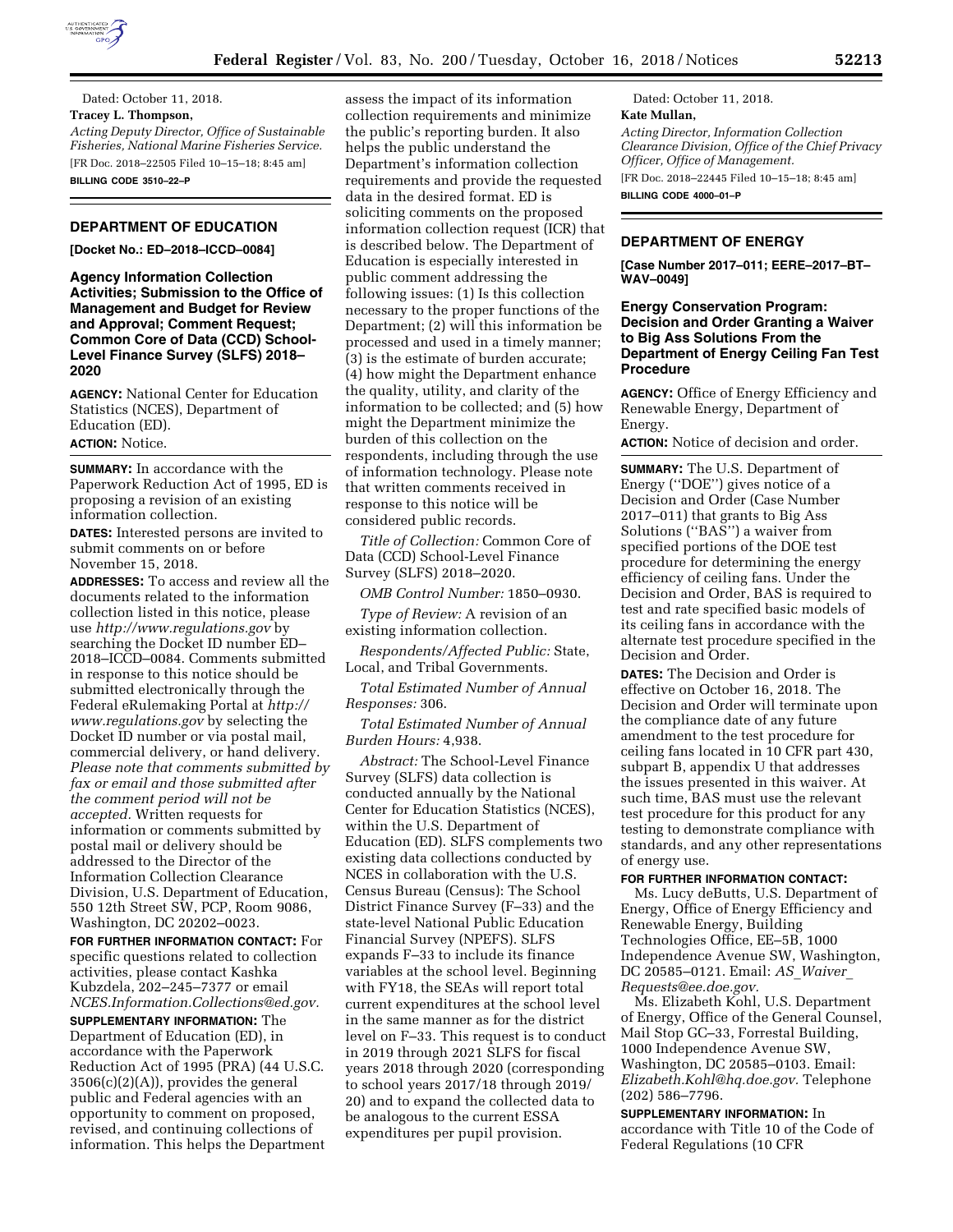Dated: October 11, 2018.

**Tracey L. Thompson,**

*Acting Deputy Director, Office of Sustainable Fisheries, National Marine Fisheries Service.*

[FR Doc. 2018–22505 Filed 10–15–18; 8:45 am]

**BILLING CODE 3510–22–P**

## DEPARTMENT OF EDUCATION

**[Docket No.: ED–2018–ICCD–0084]**

### Agency Information Collection Activities; Submission to the Office of Management and Budget for Review and Approval; Comment Request; Common Core of Data (CCD) School-Level Finance Survey (SLFS) 2018–2020

**AGENCY:** National Center for Education Statistics (NCES), Department of Education (ED).

**ACTION:** Notice.

**SUMMARY:** In accordance with the Paperwork Reduction Act of 1995, ED is proposing a revision of an existing information collection.

**DATES:** Interested persons are invited to submit comments on or before November 15, 2018.

**ADDRESSES:** To access and review all the documents related to the information collection listed in this notice, please use *http://www.regulations.gov* by searching the Docket ID number ED–2018–ICCD–0084. Comments submitted in response to this notice should be submitted electronically through the Federal eRulemaking Portal at *http://www.regulations.gov* by selecting the Docket ID number or via postal mail, commercial delivery, or hand delivery. *Please note that comments submitted by fax or email and those submitted after the comment period will not be accepted.* Written requests for information or comments submitted by postal mail or delivery should be addressed to the Director of the Information Collection Clearance Division, U.S. Department of Education, 550 12th Street SW, PCP, Room 9086, Washington, DC 20202–0023.

**FOR FURTHER INFORMATION CONTACT:** For specific questions related to collection activities, please contact Kashka Kubzdela, 202–245–7377 or email *NCES.Information.Collections@ed.gov.*

**SUPPLEMENTARY INFORMATION:** The Department of Education (ED), in accordance with the Paperwork Reduction Act of 1995 (PRA) (44 U.S.C. 3506(c)(2)(A)), provides the general public and Federal agencies with an opportunity to comment on proposed, revised, and continuing collections of information. This helps the Department assess the impact of its information collection requirements and minimize the public's reporting burden. It also helps the public understand the Department's information collection requirements and provide the requested data in the desired format. ED is soliciting comments on the proposed information collection request (ICR) that is described below. The Department of Education is especially interested in public comment addressing the following issues: (1) Is this collection necessary to the proper functions of the Department; (2) will this information be processed and used in a timely manner; (3) is the estimate of burden accurate; (4) how might the Department enhance the quality, utility, and clarity of the information to be collected; and (5) how might the Department minimize the burden of this collection on the respondents, including through the use of information technology. Please note that written comments received in response to this notice will be considered public records.

*Title of Collection:* Common Core of Data (CCD) School-Level Finance Survey (SLFS) 2018–2020.

*OMB Control Number:* 1850–0930.

*Type of Review:* A revision of an existing information collection.

*Respondents/Affected Public:* State, Local, and Tribal Governments.

*Total Estimated Number of Annual Responses:* 306.

*Total Estimated Number of Annual Burden Hours:* 4,938.

*Abstract:* The School-Level Finance Survey (SLFS) data collection is conducted annually by the National Center for Education Statistics (NCES), within the U.S. Department of Education (ED). SLFS complements two existing data collections conducted by NCES in collaboration with the U.S. Census Bureau (Census): The School District Finance Survey (F–33) and the state-level National Public Education Financial Survey (NPEFS). SLFS expands F–33 to include its finance variables at the school level. Beginning with FY18, the SEAs will report total current expenditures at the school level in the same manner as for the district level on F–33. This request is to conduct in 2019 through 2021 SLFS for fiscal years 2018 through 2020 (corresponding to school years 2017/18 through 2019/20) and to expand the collected data to be analogous to the current ESSA expenditures per pupil provision.

Dated: October 11, 2018.

**Kate Mullan,**

*Acting Director, Information Collection Clearance Division, Office of the Chief Privacy Officer, Office of Management.*

[FR Doc. 2018–22445 Filed 10–15–18; 8:45 am]

**BILLING CODE 4000–01–P**

## DEPARTMENT OF ENERGY

**[Case Number 2017–011; EERE–2017–BT–WAV–0049]**

### Energy Conservation Program: Decision and Order Granting a Waiver to Big Ass Solutions From the Department of Energy Ceiling Fan Test Procedure

**AGENCY:** Office of Energy Efficiency and Renewable Energy, Department of Energy.

**ACTION:** Notice of decision and order.

**SUMMARY:** The U.S. Department of Energy ("DOE") gives notice of a Decision and Order (Case Number 2017–011) that grants to Big Ass Solutions ("BAS") a waiver from specified portions of the DOE test procedure for determining the energy efficiency of ceiling fans. Under the Decision and Order, BAS is required to test and rate specified basic models of its ceiling fans in accordance with the alternate test procedure specified in the Decision and Order.

**DATES:** The Decision and Order is effective on October 16, 2018. The Decision and Order will terminate upon the compliance date of any future amendment to the test procedure for ceiling fans located in 10 CFR part 430, subpart B, appendix U that addresses the issues presented in this waiver. At such time, BAS must use the relevant test procedure for this product for any testing to demonstrate compliance with standards, and any other representations of energy use.

**FOR FURTHER INFORMATION CONTACT:**

Ms. Lucy deButts, U.S. Department of Energy, Office of Energy Efficiency and Renewable Energy, Building Technologies Office, EE–5B, 1000 Independence Avenue SW, Washington, DC 20585–0121. Email: *AS_Waiver_Requests@ee.doe.gov.*

Ms. Elizabeth Kohl, U.S. Department of Energy, Office of the General Counsel, Mail Stop GC–33, Forrestal Building, 1000 Independence Avenue SW, Washington, DC 20585–0103. Email: *Elizabeth.Kohl@hq.doe.gov.* Telephone (202) 586–7796.

**SUPPLEMENTARY INFORMATION:** In accordance with Title 10 of the Code of Federal Regulations (10 CFR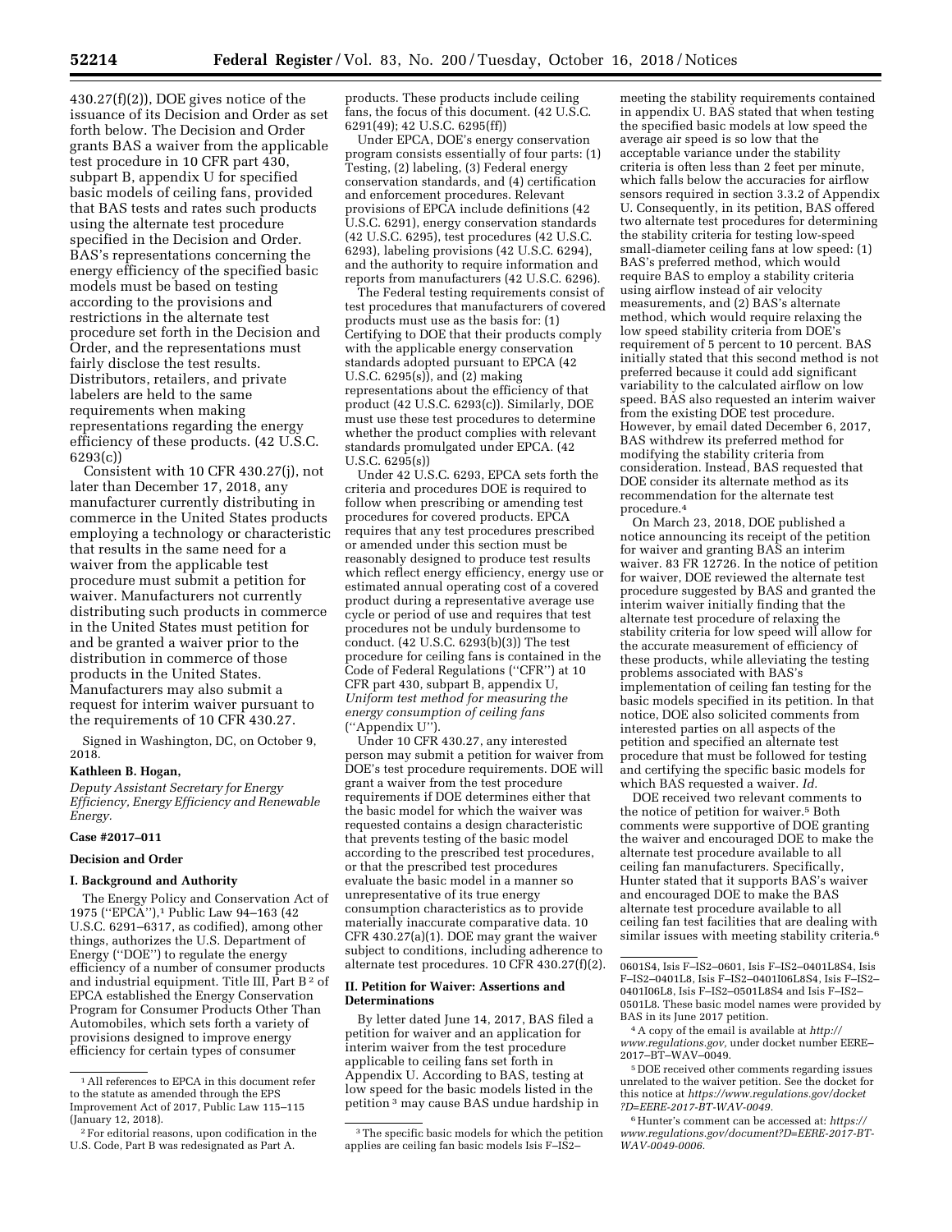430.27(f)(2)), DOE gives notice of the issuance of its Decision and Order as set forth below. The Decision and Order grants BAS a waiver from the applicable test procedure in 10 CFR part 430, subpart B, appendix U for specified basic models of ceiling fans, provided that BAS tests and rates such products using the alternate test procedure specified in the Decision and Order. BAS's representations concerning the energy efficiency of the specified basic models must be based on testing according to the provisions and restrictions in the alternate test procedure set forth in the Decision and Order, and the representations must fairly disclose the test results. Distributors, retailers, and private labelers are held to the same requirements when making representations regarding the energy efficiency of these products. (42 U.S.C. 6293(c))

Consistent with 10 CFR 430.27(j), not later than December 17, 2018, any manufacturer currently distributing in commerce in the United States products employing a technology or characteristic that results in the same need for a waiver from the applicable test procedure must submit a petition for waiver. Manufacturers not currently distributing such products in commerce in the United States must petition for and be granted a waiver prior to the distribution in commerce of those products in the United States. Manufacturers may also submit a request for interim waiver pursuant to the requirements of 10 CFR 430.27.

Signed in Washington, DC, on October 9, 2018.

**Kathleen B. Hogan,**

*Deputy Assistant Secretary for Energy Efficiency, Energy Efficiency and Renewable Energy.*

**Case #2017–011**

**Decision and Order**

## I. Background and Authority

The Energy Policy and Conservation Act of 1975 (''EPCA''),[1] Public Law 94–163 (42 U.S.C. 6291–6317, as codified), among other things, authorizes the U.S. Department of Energy (''DOE'') to regulate the energy efficiency of a number of consumer products and industrial equipment. Title III, Part B [2] of EPCA established the Energy Conservation Program for Consumer Products Other Than Automobiles, which sets forth a variety of provisions designed to improve energy efficiency for certain types of consumer products. These products include ceiling fans, the focus of this document. (42 U.S.C. 6291(49); 42 U.S.C. 6295(ff))

Under EPCA, DOE's energy conservation program consists essentially of four parts: (1) Testing, (2) labeling, (3) Federal energy conservation standards, and (4) certification and enforcement procedures. Relevant provisions of EPCA include definitions (42 U.S.C. 6291), energy conservation standards (42 U.S.C. 6295), test procedures (42 U.S.C. 6293), labeling provisions (42 U.S.C. 6294), and the authority to require information and reports from manufacturers (42 U.S.C. 6296).

The Federal testing requirements consist of test procedures that manufacturers of covered products must use as the basis for: (1) Certifying to DOE that their products comply with the applicable energy conservation standards adopted pursuant to EPCA (42 U.S.C. 6295(s)), and (2) making representations about the efficiency of that product (42 U.S.C. 6293(c)). Similarly, DOE must use these test procedures to determine whether the product complies with relevant standards promulgated under EPCA. (42 U.S.C. 6295(s))

Under 42 U.S.C. 6293, EPCA sets forth the criteria and procedures DOE is required to follow when prescribing or amending test procedures for covered products. EPCA requires that any test procedures prescribed or amended under this section must be reasonably designed to produce test results which reflect energy efficiency, energy use or estimated annual operating cost of a covered product during a representative average use cycle or period of use and requires that test procedures not be unduly burdensome to conduct. (42 U.S.C. 6293(b)(3)) The test procedure for ceiling fans is contained in the Code of Federal Regulations (''CFR'') at 10 CFR part 430, subpart B, appendix U, *Uniform test method for measuring the energy consumption of ceiling fans* (''Appendix U'').

Under 10 CFR 430.27, any interested person may submit a petition for waiver from DOE's test procedure requirements. DOE will grant a waiver from the test procedure requirements if DOE determines either that the basic model for which the waiver was requested contains a design characteristic that prevents testing of the basic model according to the prescribed test procedures, or that the prescribed test procedures evaluate the basic model in a manner so unrepresentative of its true energy consumption characteristics as to provide materially inaccurate comparative data. 10 CFR 430.27(a)(1). DOE may grant the waiver subject to conditions, including adherence to alternate test procedures. 10 CFR 430.27(f)(2).

## II. Petition for Waiver: Assertions and Determinations

By letter dated June 14, 2017, BAS filed a petition for waiver and an application for interim waiver from the test procedure applicable to ceiling fans set forth in Appendix U. According to BAS, testing at low speed for the basic models listed in the petition [3] may cause BAS undue hardship in meeting the stability requirements contained in appendix U. BAS stated that when testing the specified basic models at low speed the average air speed is so low that the acceptable variance under the stability criteria is often less than 2 feet per minute, which falls below the accuracies for airflow sensors required in section 3.3.2 of Appendix U. Consequently, in its petition, BAS offered two alternate test procedures for determining the stability criteria for testing low-speed small-diameter ceiling fans at low speed: (1) BAS's preferred method, which would require BAS to employ a stability criteria using airflow instead of air velocity measurements, and (2) BAS's alternate method, which would require relaxing the low speed stability criteria from DOE's requirement of 5 percent to 10 percent. BAS initially stated that this second method is not preferred because it could add significant variability to the calculated airflow on low speed. BAS also requested an interim waiver from the existing DOE test procedure. However, by email dated December 6, 2017, BAS withdrew its preferred method for modifying the stability criteria from consideration. Instead, BAS requested that DOE consider its alternate method as its recommendation for the alternate test procedure.[4]

On March 23, 2018, DOE published a notice announcing its receipt of the petition for waiver and granting BAS an interim waiver. 83 FR 12726. In the notice of petition for waiver, DOE reviewed the alternate test procedure suggested by BAS and granted the interim waiver initially finding that the alternate test procedure of relaxing the stability criteria for low speed will allow for the accurate measurement of efficiency of these products, while alleviating the testing problems associated with BAS's implementation of ceiling fan testing for the basic models specified in its petition. In that notice, DOE also solicited comments from interested parties on all aspects of the petition and specified an alternate test procedure that must be followed for testing and certifying the specific basic models for which BAS requested a waiver. *Id.*

DOE received two relevant comments to the notice of petition for waiver.[5] Both comments were supportive of DOE granting the waiver and encouraged DOE to make the alternate test procedure available to all ceiling fan manufacturers. Specifically, Hunter stated that it supports BAS's waiver and encouraged DOE to make the BAS alternate test procedure available to all ceiling fan test facilities that are dealing with similar issues with meeting stability criteria.[6]

---

[1] All references to EPCA in this document refer to the statute as amended through the EPS Improvement Act of 2017, Public Law 115–115 (January 12, 2018).

[2] For editorial reasons, upon codification in the U.S. Code, Part B was redesignated as Part A.

[3] The specific basic models for which the petition applies are ceiling fan basic models Isis F–IS2–0601S4, Isis F–IS2–0601, Isis F–IS2–0401L8S4, Isis F–IS2–0401L8, Isis F–IS2–0401I06L8S4, Isis F–IS2–0401I06L8, Isis F–IS2–0501L8S4 and Isis F–IS2–0501L8. These basic model names were provided by BAS in its June 2017 petition.

[4] A copy of the email is available at *http://www.regulations.gov,* under docket number EERE–2017–BT–WAV–0049.

[5] DOE received other comments regarding issues unrelated to the waiver petition. See the docket for this notice at *https://www.regulations.gov/docket?D=EERE-2017-BT-WAV-0049.*

[6] Hunter's comment can be accessed at: *https://www.regulations.gov/document?D=EERE-2017-BT-WAV-0049-0006.*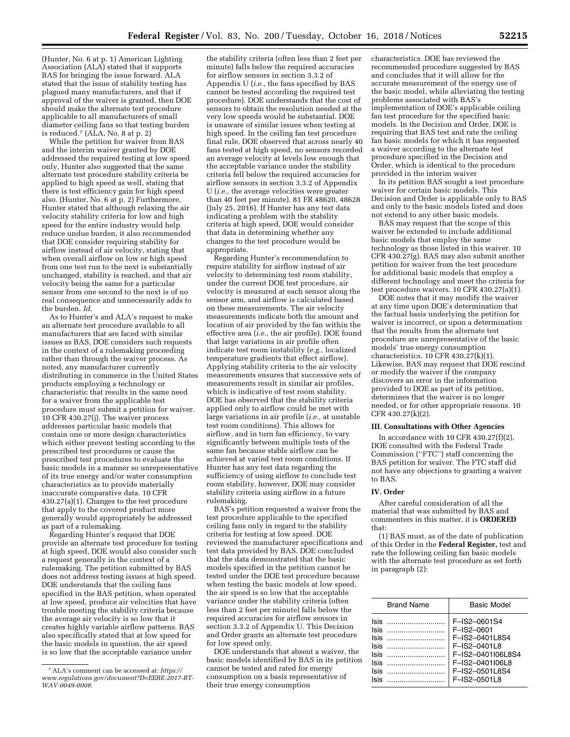(Hunter, No. 6 at p. 1) American Lighting Association (ALA) stated that it supports BAS for bringing the issue forward. ALA stated that the issue of stability testing has plagued many manufacturers, and that if approval of the waiver is granted, then DOE should make the alternate test procedure applicable to all manufacturers of small diameter ceiling fans so that testing burden is reduced.[7] (ALA, No. 8 at p. 2)

While the petition for waiver from BAS and the interim waiver granted by DOE addressed the required testing at low speed only, Hunter also suggested that the same alternate test procedure stability criteria be applied to high speed as well, stating that there is test efficiency gain for high speed also. (Hunter, No. 6 at p. 2) Furthermore, Hunter stated that although relaxing the air velocity stability criteria for low and high speed for the entire industry would help reduce undue burden, it also recommended that DOE consider requiring stability for airflow instead of air velocity, stating that when overall airflow on low or high speed from one test run to the next is substantially unchanged, stability is reached, and that air velocity being the same for a particular sensor from one second to the next is of no real consequence and unnecessarily adds to the burden. *Id.*

As to Hunter's and ALA's request to make an alternate test procedure available to all manufacturers that are faced with similar issues as BAS, DOE considers such requests in the context of a rulemaking proceeding rather than through the waiver process. As noted, any manufacturer currently distributing in commerce in the United States products employing a technology or characteristic that results in the same need for a waiver from the applicable test procedure must submit a petition for waiver. 10 CFR 430.27(j). The waiver process addresses particular basic models that contain one or more design characteristics which either prevent testing according to the prescribed test procedures or cause the prescribed test procedures to evaluate the basic models in a manner so unrepresentative of its true energy and/or water consumption characteristics as to provide materially inaccurate comparative data. 10 CFR 430.27(a)(1). Changes to the test procedure that apply to the covered product more generally would appropriately be addressed as part of a rulemaking.

Regarding Hunter's request that DOE provide an alternate test procedure for testing at high speed, DOE would also consider such a request generally in the context of a rulemaking. The petition submitted by BAS does not address testing issues at high speed. DOE understands that the ceiling fans specified in the BAS petition, when operated at low speed, produce air velocities that have trouble meeting the stability criteria because the average air velocity is so low that it creates highly variable airflow patterns. BAS also specifically stated that at low speed for the basic models in question, the air speed is so low that the acceptable variance under the stability criteria (often less than 2 feet per minute) falls below the required accuracies for airflow sensors in section 3.3.2 of Appendix U (*i.e.,* the fans specified by BAS cannot be tested according the required test procedure). DOE understands that the cost of sensors to obtain the resolution needed at the very low speeds would be substantial. DOE is unaware of similar issues when testing at high speed. In the ceiling fan test procedure final rule, DOE observed that across nearly 40 fans tested at high speed, no sensors recorded an average velocity at levels low enough that the acceptable variance under the stability criteria fell below the required accuracies for airflow sensors in section 3.3.2 of Appendix U (*i.e.,* the average velocities were greater than 40 feet per minute). 81 FR 48620, 48628 (July 25, 2016). If Hunter has any test data indicating a problem with the stability criteria at high speed, DOE would consider that data in determining whether any changes to the test procedure would be appropriate.

Regarding Hunter's recommendation to require stability for airflow instead of air velocity to determining test room stability, under the current DOE test procedure, air velocity is measured at each sensor along the sensor arm, and airflow is calculated based on these measurements. The air velocity measurements indicate both the amount and location of air provided by the fan within the effective area (*i.e.,* the air profile). DOE found that large variations in air profile often indicate test room instability (*e.g.,* localized temperature gradients that effect airflow). Applying stability criteria to the air velocity measurements ensures that successive sets of measurements result in similar air profiles, which is indicative of test room stability. DOE has observed that the stability criteria applied only to airflow could be met with large variations in air profile (*i.e.,* at unstable test room conditions). This allows for airflow, and in turn fan efficiency, to vary significantly between multiple tests of the same fan because stable airflow can be achieved at varied test room conditions. If Hunter has any test data regarding the sufficiency of using airflow to conclude test room stability, however, DOE may consider stability criteria using airflow in a future rulemaking.

BAS's petition requested a waiver from the test procedure applicable to the specified ceiling fans only in regard to the stability criteria for testing at low speed. DOE reviewed the manufacturer specifications and test data provided by BAS. DOE concluded that the data demonstrated that the basic models specified in the petition cannot be tested under the DOE test procedure because when testing the basic models at low speed, the air speed is so low that the acceptable variance under the stability criteria (often less than 2 feet per minute) falls below the required accuracies for airflow sensors in section 3.3.2 of Appendix U. This Decision and Order grants an alternate test procedure for low speed only.

DOE understands that absent a waiver, the basic models identified by BAS in its petition cannot be tested and rated for energy consumption on a basis representative of their true energy consumption characteristics. DOE has reviewed the recommended procedure suggested by BAS and concludes that it will allow for the accurate measurement of the energy use of the basic model, while alleviating the testing problems associated with BAS's implementation of DOE's applicable ceiling fan test procedure for the specified basic models. In the Decision and Order, DOE is requiring that BAS test and rate the ceiling fan basic models for which it has requested a waiver according to the alternate test procedure specified in the Decision and Order, which is identical to the procedure provided in the interim waiver

In its petition BAS sought a test procedure waiver for certain basic models. This Decision and Order is applicable only to BAS and only to the basic models listed and does not extend to any other basic models.

BAS may request that the scope of this waiver be extended to include additional basic models that employ the same technology as those listed in this waiver. 10 CFR 430.27(g). BAS may also submit another petition for waiver from the test procedure for additional basic models that employ a different technology and meet the criteria for test procedure waivers. 10 CFR 430.27(a)(1).

DOE notes that it may modify the waiver at any time upon DOE's determination that the factual basis underlying the petition for waiver is incorrect, or upon a determination that the results from the alternate test procedure are unrepresentative of the basic models' true energy consumption characteristics. 10 CFR 430.27(k)(1). Likewise, BAS may request that DOE rescind or modify the waiver if the company discovers an error in the information provided to DOE as part of its petition, determines that the waiver is no longer needed, or for other appropriate reasons. 10 CFR 430.27(k)(2).

## III. Consultations with Other Agencies

In accordance with 10 CFR 430.27(f)(2), DOE consulted with the Federal Trade Commission (''FTC'') staff concerning the BAS petition for waiver. The FTC staff did not have any objections to granting a waiver to BAS.

## IV. Order

After careful consideration of all the material that was submitted by BAS and commenters in this matter, it is **ORDERED** that:

(1) BAS must, as of the date of publication of this Order in the **Federal Register,** test and rate the following ceiling fan basic models with the alternate test procedure as set forth in paragraph (2):

| Brand Name | Basic Model |
| --- | --- |
| Isis | F–IS2–0601S4 |
| Isis | F–IS2–0601 |
| Isis | F–IS2–0401L8S4 |
| Isis | F–IS2–0401L8 |
| Isis | F–IS2–0401I06L8S4 |
| Isis | F–IS2–0401I06L8 |
| Isis | F–IS2–0501L8S4 |
| Isis | F–IS2–0501L8 |

[7] ALA's comment can be accessed at: *https://www.regulations.gov/document?D=EERE-2017-BT-WAV-0049-0008.*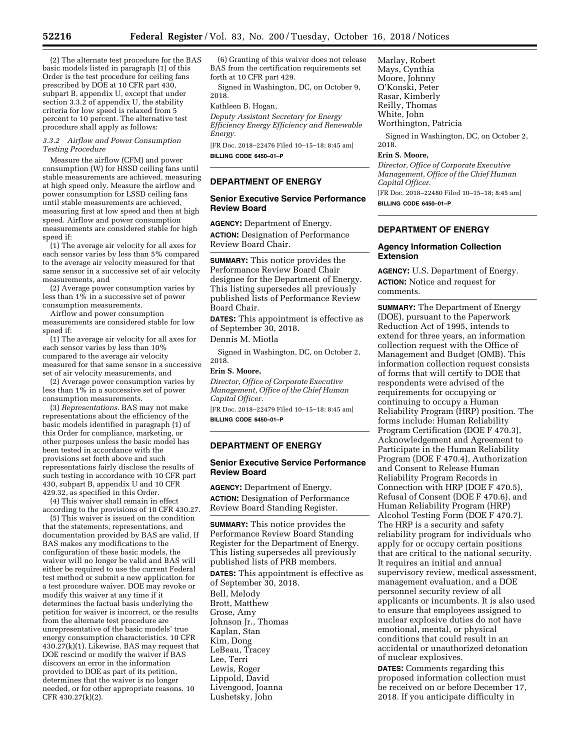(2) The alternate test procedure for the BAS basic models listed in paragraph (1) of this Order is the test procedure for ceiling fans prescribed by DOE at 10 CFR part 430, subpart B, appendix U, except that under section 3.3.2 of appendix U, the stability criteria for low speed is relaxed from 5 percent to 10 percent. The alternative test procedure shall apply as follows:

*3.3.2 Airflow and Power Consumption Testing Procedure*

Measure the airflow (CFM) and power consumption (W) for HSSD ceiling fans until stable measurements are achieved, measuring at high speed only. Measure the airflow and power consumption for LSSD ceiling fans until stable measurements are achieved, measuring first at low speed and then at high speed. Airflow and power consumption measurements are considered stable for high speed if:

(1) The average air velocity for all axes for each sensor varies by less than 5% compared to the average air velocity measured for that same sensor in a successive set of air velocity measurements, and

(2) Average power consumption varies by less than 1% in a successive set of power consumption measurements.

Airflow and power consumption measurements are considered stable for low speed if:

(1) The average air velocity for all axes for each sensor varies by less than 10% compared to the average air velocity measured for that same sensor in a successive set of air velocity measurements, and

(2) Average power consumption varies by less than 1% in a successive set of power consumption measurements.

(3) *Representations.* BAS may not make representations about the efficiency of the basic models identified in paragraph (1) of this Order for compliance, marketing, or other purposes unless the basic model has been tested in accordance with the provisions set forth above and such representations fairly disclose the results of such testing in accordance with 10 CFR part 430, subpart B, appendix U and 10 CFR 429.32, as specified in this Order.

(4) This waiver shall remain in effect according to the provisions of 10 CFR 430.27.

(5) This waiver is issued on the condition that the statements, representations, and documentation provided by BAS are valid. If BAS makes any modifications to the configuration of these basic models, the waiver will no longer be valid and BAS will either be required to use the current Federal test method or submit a new application for a test procedure waiver. DOE may revoke or modify this waiver at any time if it determines the factual basis underlying the petition for waiver is incorrect, or the results from the alternate test procedure are unrepresentative of the basic models' true energy consumption characteristics. 10 CFR 430.27(k)(1). Likewise, BAS may request that DOE rescind or modify the waiver if BAS discovers an error in the information provided to DOE as part of its petition, determines that the waiver is no longer needed, or for other appropriate reasons. 10 CFR 430.27(k)(2).

(6) Granting of this waiver does not release BAS from the certification requirements set forth at 10 CFR part 429.

Signed in Washington, DC, on October 9, 2018.

Kathleen B. Hogan,

*Deputy Assistant Secretary for Energy Efficiency Energy Efficiency and Renewable Energy.*

[FR Doc. 2018–22476 Filed 10–15–18; 8:45 am]

**BILLING CODE 6450–01–P**

## DEPARTMENT OF ENERGY

### Senior Executive Service Performance Review Board

**AGENCY:** Department of Energy.

**ACTION:** Designation of Performance Review Board Chair.

**SUMMARY:** This notice provides the Performance Review Board Chair designee for the Department of Energy. This listing supersedes all previously published lists of Performance Review Board Chair.

**DATES:** This appointment is effective as of September 30, 2018.

Dennis M. Miotla

Signed in Washington, DC, on October 2, 2018.

**Erin S. Moore,**

*Director, Office of Corporate Executive Management, Office of the Chief Human Capital Officer.*

[FR Doc. 2018–22479 Filed 10–15–18; 8:45 am]

**BILLING CODE 6450–01–P**

## DEPARTMENT OF ENERGY

### Senior Executive Service Performance Review Board

**AGENCY:** Department of Energy.

**ACTION:** Designation of Performance Review Board Standing Register.

**SUMMARY:** This notice provides the Performance Review Board Standing Register for the Department of Energy. This listing supersedes all previously published lists of PRB members.

**DATES:** This appointment is effective as of September 30, 2018.

Bell, Melody
Brott, Matthew
Grose, Amy
Johnson Jr., Thomas
Kaplan, Stan
Kim, Dong
LeBeau, Tracey
Lee, Terri
Lewis, Roger
Lippold, David
Livengood, Joanna
Lushetsky, John
Marlay, Robert
Mays, Cynthia
Moore, Johnny
O'Konski, Peter
Rasar, Kimberly
Reilly, Thomas
White, John
Worthington, Patricia

Signed in Washington, DC, on October 2, 2018.

**Erin S. Moore,**

*Director, Office of Corporate Executive Management, Office of the Chief Human Capital Officer.*

[FR Doc. 2018–22480 Filed 10–15–18; 8:45 am]

**BILLING CODE 6450–01–P**

## DEPARTMENT OF ENERGY

### Agency Information Collection Extension

**AGENCY:** U.S. Department of Energy.

**ACTION:** Notice and request for comments.

**SUMMARY:** The Department of Energy (DOE), pursuant to the Paperwork Reduction Act of 1995, intends to extend for three years, an information collection request with the Office of Management and Budget (OMB). This information collection request consists of forms that will certify to DOE that respondents were advised of the requirements for occupying or continuing to occupy a Human Reliability Program (HRP) position. The forms include: Human Reliability Program Certification (DOE F 470.3), Acknowledgement and Agreement to Participate in the Human Reliability Program (DOE F 470.4), Authorization and Consent to Release Human Reliability Program Records in Connection with HRP (DOE F 470.5), Refusal of Consent (DOE F 470.6), and Human Reliability Program (HRP) Alcohol Testing Form (DOE F 470.7). The HRP is a security and safety reliability program for individuals who apply for or occupy certain positions that are critical to the national security. It requires an initial and annual supervisory review, medical assessment, management evaluation, and a DOE personnel security review of all applicants or incumbents. It is also used to ensure that employees assigned to nuclear explosive duties do not have emotional, mental, or physical conditions that could result in an accidental or unauthorized detonation of nuclear explosives.

**DATES:** Comments regarding this proposed information collection must be received on or before December 17, 2018. If you anticipate difficulty in